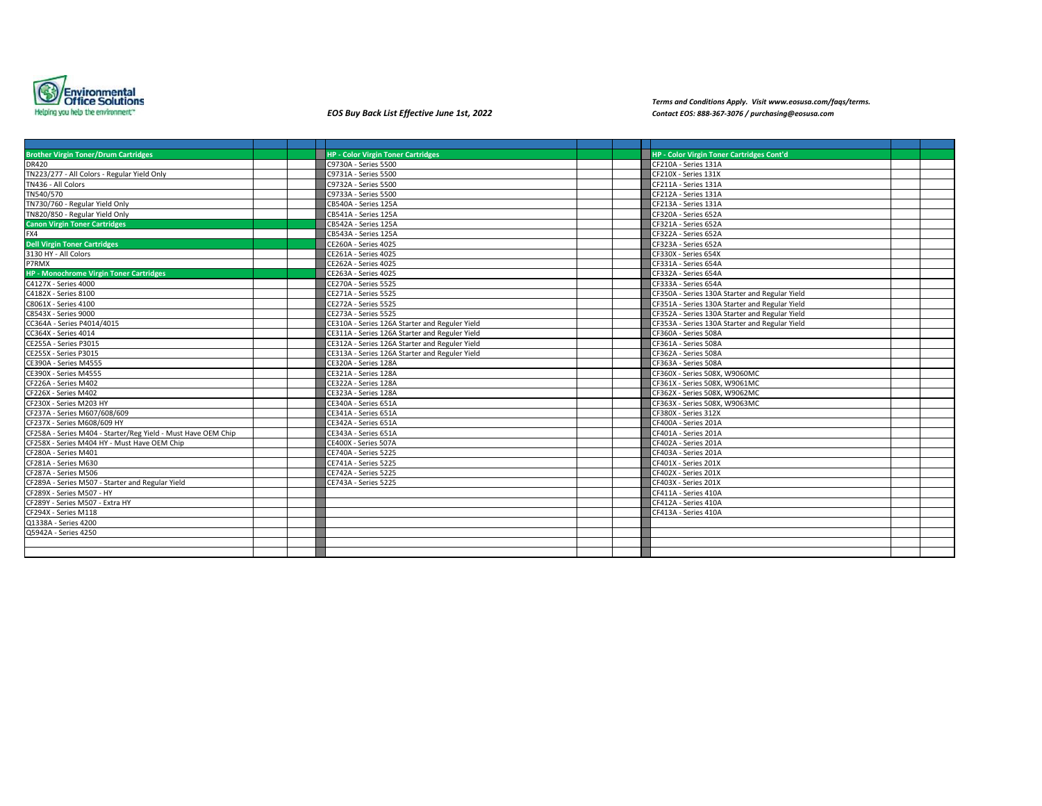Environmental Office Solutions
Helping you help the environment™

*EOS Buy Back List Effective June 1st, 2022*

*Terms and Conditions Apply. Visit www.eosusa.com/faqs/terms.*
*Contact EOS: 888-367-3076 / purchasing@eosusa.com*

| | | | | | | | | | | |
|---|---|---|---|---|---|---|---|---|---|---|
| **Brother Virgin Toner/Drum Cartridges** | | | | **HP - Color Virgin Toner Cartridges** | | | | **HP - Color Virgin Toner Cartridges Cont'd** | | |
| DR420 | | | | C9730A - Series 5500 | | | | CF210A - Series 131A | | |
| TN223/277 - All Colors - Regular Yield Only | | | | C9731A - Series 5500 | | | | CF210X - Series 131X | | |
| TN436 - All Colors | | | | C9732A - Series 5500 | | | | CF211A - Series 131A | | |
| TN540/570 | | | | C9733A - Series 5500 | | | | CF212A - Series 131A | | |
| TN730/760 - Regular Yield Only | | | | CB540A - Series 125A | | | | CF213A - Series 131A | | |
| TN820/850 - Regular Yield Only | | | | CB541A - Series 125A | | | | CF320A - Series 652A | | |
| **Canon Virgin Toner Cartridges** | | | | CB542A - Series 125A | | | | CF321A - Series 652A | | |
| FX4 | | | | CB543A - Series 125A | | | | CF322A - Series 652A | | |
| **Dell Virgin Toner Cartridges** | | | | CE260A - Series 4025 | | | | CF323A - Series 652A | | |
| 3130 HY - All Colors | | | | CE261A - Series 4025 | | | | CF330X - Series 654X | | |
| P7RMX | | | | CE262A - Series 4025 | | | | CF331A - Series 654A | | |
| **HP - Monochrome Virgin Toner Cartridges** | | | | CE263A - Series 4025 | | | | CF332A - Series 654A | | |
| C4127X - Series 4000 | | | | CE270A - Series 5525 | | | | CF333A - Series 654A | | |
| C4182X - Series 8100 | | | | CE271A - Series 5525 | | | | CF350A - Series 130A Starter and Regular Yield | | |
| C8061X - Series 4100 | | | | CE272A - Series 5525 | | | | CF351A - Series 130A Starter and Regular Yield | | |
| C8543X - Series 9000 | | | | CE273A - Series 5525 | | | | CF352A - Series 130A Starter and Regular Yield | | |
| CC364A - Series P4014/4015 | | | | CE310A - Series 126A Starter and Reguler Yield | | | | CF353A - Series 130A Starter and Regular Yield | | |
| CC364X - Series 4014 | | | | CE311A - Series 126A Starter and Reguler Yield | | | | CF360A - Series 508A | | |
| CE255A - Series P3015 | | | | CE312A - Series 126A Starter and Reguler Yield | | | | CF361A - Series 508A | | |
| CE255X - Series P3015 | | | | CE313A - Series 126A Starter and Reguler Yield | | | | CF362A - Series 508A | | |
| CE390A - Series M4555 | | | | CE320A - Series 128A | | | | CF363A - Series 508A | | |
| CE390X - Series M4555 | | | | CE321A - Series 128A | | | | CF360X - Series 508X, W9060MC | | |
| CF226A - Series M402 | | | | CE322A - Series 128A | | | | CF361X - Series 508X, W9061MC | | |
| CF226X - Series M402 | | | | CE323A - Series 128A | | | | CF362X - Series 508X, W9062MC | | |
| CF230X - Series M203 HY | | | | CE340A - Series 651A | | | | CF363X - Series 508X, W9063MC | | |
| CF237A - Series M607/608/609 | | | | CE341A - Series 651A | | | | CF380X - Series 312X | | |
| CF237X - Series M608/609 HY | | | | CE342A - Series 651A | | | | CF400A - Series 201A | | |
| CF258A - Series M404 - Starter/Reg Yield - Must Have OEM Chip | | | | CE343A - Series 651A | | | | CF401A - Series 201A | | |
| CF258X - Series M404 HY - Must Have OEM Chip | | | | CE400X - Series 507A | | | | CF402A - Series 201A | | |
| CF280A - Series M401 | | | | CE740A - Series 5225 | | | | CF403A - Series 201A | | |
| CF281A - Series M630 | | | | CE741A - Series 5225 | | | | CF401X - Series 201X | | |
| CF287A - Series M506 | | | | CE742A - Series 5225 | | | | CF402X - Series 201X | | |
| CF289A - Series M507 - Starter and Regular Yield | | | | CE743A - Series 5225 | | | | CF403X - Series 201X | | |
| CF289X - Series M507 - HY | | | | | | | | CF411A - Series 410A | | |
| CF289Y - Series M507 - Extra HY | | | | | | | | CF412A - Series 410A | | |
| CF294X - Series M118 | | | | | | | | CF413A - Series 410A | | |
| Q1338A - Series 4200 | | | | | | | | | | |
| Q5942A - Series 4250 | | | | | | | | | | |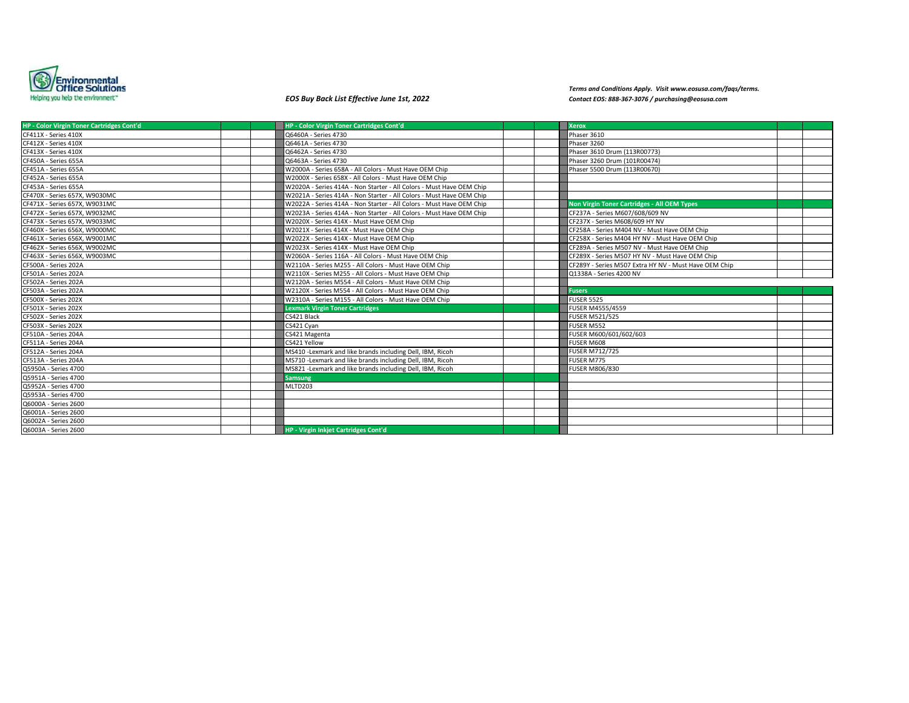Environmental Office Solutions
Helping you help the environment™

*EOS Buy Back List Effective June 1st, 2022*

*Terms and Conditions Apply. Visit www.eosusa.com/faqs/terms.*
*Contact EOS: 888-367-3076 / purchasing@eosusa.com*

| HP - Color Virgin Toner Cartridges Cont'd | | |
|---|---|---|
| CF411X - Series 410X | | |
| CF412X - Series 410X | | |
| CF413X - Series 410X | | |
| CF450A - Series 655A | | |
| CF451A - Series 655A | | |
| CF452A - Series 655A | | |
| CF453A - Series 655A | | |
| CF470X - Series 657X, W9030MC | | |
| CF471X - Series 657X, W9031MC | | |
| CF472X - Series 657X, W9032MC | | |
| CF473X - Series 657X, W9033MC | | |
| CF460X - Series 656X, W9000MC | | |
| CF461X - Series 656X, W9001MC | | |
| CF462X - Series 656X, W9002MC | | |
| CF463X - Series 656X, W9003MC | | |
| CF500A - Series 202A | | |
| CF501A - Series 202A | | |
| CF502A - Series 202A | | |
| CF503A - Series 202A | | |
| CF500X - Series 202X | | |
| CF501X - Series 202X | | |
| CF502X - Series 202X | | |
| CF503X - Series 202X | | |
| CF510A - Series 204A | | |
| CF511A - Series 204A | | |
| CF512A - Series 204A | | |
| CF513A - Series 204A | | |
| Q5950A - Series 4700 | | |
| Q5951A - Series 4700 | | |
| Q5952A - Series 4700 | | |
| Q5953A - Series 4700 | | |
| Q6000A - Series 2600 | | |
| Q6001A - Series 2600 | | |
| Q6002A - Series 2600 | | |
| Q6003A - Series 2600 | | |

| HP - Color Virgin Toner Cartridges Cont'd | | |
|---|---|---|
| Q6460A - Series 4730 | | |
| Q6461A - Series 4730 | | |
| Q6462A - Series 4730 | | |
| Q6463A - Series 4730 | | |
| W2000A - Series 658A - All Colors - Must Have OEM Chip | | |
| W2000X - Series 658X - All Colors - Must Have OEM Chip | | |
| W2020A - Series 414A - Non Starter - All Colors - Must Have OEM Chip | | |
| W2021A - Series 414A - Non Starter - All Colors - Must Have OEM Chip | | |
| W2022A - Series 414A - Non Starter - All Colors - Must Have OEM Chip | | |
| W2023A - Series 414A - Non Starter - All Colors - Must Have OEM Chip | | |
| W2020X - Series 414X - Must Have OEM Chip | | |
| W2021X - Series 414X - Must Have OEM Chip | | |
| W2022X - Series 414X - Must Have OEM Chip | | |
| W2023X - Series 414X - Must Have OEM Chip | | |
| W2060A - Series 116A - All Colors - Must Have OEM Chip | | |
| W2110A - Series M255 - All Colors - Must Have OEM Chip | | |
| W2110X - Series M255 - All Colors - Must Have OEM Chip | | |
| W2120A - Series M554 - All Colors - Must Have OEM Chip | | |
| W2120X - Series M554 - All Colors - Must Have OEM Chip | | |
| W2310A - Series M155 - All Colors - Must Have OEM Chip | | |
| **Lexmark Virgin Toner Cartridges** | | |
| CS421 Black | | |
| CS421 Magenta | | |
| CS421 Cyan | | |
| CS421 Yellow | | |
| MS410 -Lexmark and like brands including Dell, IBM, Ricoh | | |
| MS710 -Lexmark and like brands including Dell, IBM, Ricoh | | |
| MS821 -Lexmark and like brands including Dell, IBM, Ricoh | | |
| **Samsung** | | |
| MLTD203 | | |
| | | |
| | | |
| | | |
| | | |
| **HP - Virgin Inkjet Cartridges Cont'd** | | |

| Xerox | | |
|---|---|---|
| Phaser 3610 | | |
| Phaser 3260 | | |
| Phaser 3610 Drum (113R00773) | | |
| Phaser 3260 Drum (101R00474) | | |
| Phaser 5500 Drum (113R00670) | | |
| | | |
| | | |
| **Non Virgin Toner Cartridges - All OEM Types** | | |
| CF237A - Series M607/608/609 NV | | |
| CF237X - Series M608/609 HY NV | | |
| CF258A - Series M404 NV - Must Have OEM Chip | | |
| CF258X - Series M404 HY NV - Must Have OEM Chip | | |
| CF289A - Series M507 NV - Must Have OEM Chip | | |
| CF289X - Series M507 HY NV - Must Have OEM Chip | | |
| CF289Y - Series M507 Extra HY NV - Must Have OEM Chip | | |
| Q1338A - Series 4200 NV | | |
| **Fusers** | | |
| FUSER 5525 | | |
| FUSER M4555/4559 | | |
| FUSER M521/525 | | |
| FUSER M552 | | |
| FUSER M600/601/602/603 | | |
| FUSER M608 | | |
| FUSER M712/725 | | |
| FUSER M775 | | |
| FUSER M806/830 | | |
| | | |
| | | |
| | | |
| | | |
| | | |
| | | |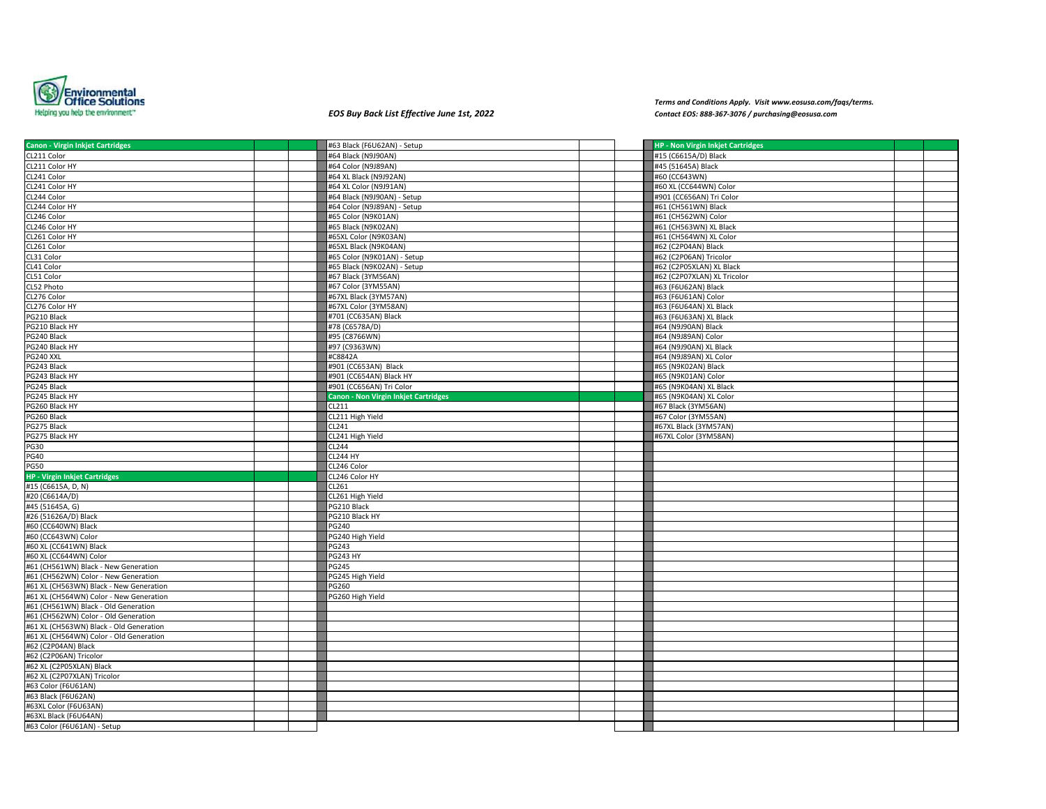**Environmental Office Solutions**
Helping you help the environment™

***EOS Buy Back List Effective June 1st, 2022***

***Terms and Conditions Apply. Visit www.eosusa.com/faqs/terms.***
***Contact EOS: 888-367-3076 / purchasing@eosusa.com***

| Canon - Virgin Inkjet Cartridges | | |
|---|---|---|
| CL211 Color | | |
| CL211 Color HY | | |
| CL241 Color | | |
| CL241 Color HY | | |
| CL244 Color | | |
| CL244 Color HY | | |
| CL246 Color | | |
| CL246 Color HY | | |
| CL261 Color HY | | |
| CL261 Color | | |
| CL31 Color | | |
| CL41 Color | | |
| CL51 Color | | |
| CL52 Photo | | |
| CL276 Color | | |
| CL276 Color HY | | |
| PG210 Black | | |
| PG210 Black HY | | |
| PG240 Black | | |
| PG240 Black HY | | |
| PG240 XXL | | |
| PG243 Black | | |
| PG243 Black HY | | |
| PG245 Black | | |
| PG245 Black HY | | |
| PG260 Black HY | | |
| PG260 Black | | |
| PG275 Black | | |
| PG275 Black HY | | |
| PG30 | | |
| PG40 | | |
| PG50 | | |
| **HP - Virgin Inkjet Cartridges** | | |
| #15 (C6615A, D, N) | | |
| #20 (C6614A/D) | | |
| #45 (51645A, G) | | |
| #26 (51626A/D) Black | | |
| #60 (CC640WN) Black | | |
| #60 (CC643WN) Color | | |
| #60 XL (CC641WN) Black | | |
| #60 XL (CC644WN) Color | | |
| #61 (CH561WN) Black - New Generation | | |
| #61 (CH562WN) Color - New Generation | | |
| #61 XL (CH563WN) Black - New Generation | | |
| #61 XL (CH564WN) Color - New Generation | | |
| #61 (CH561WN) Black - Old Generation | | |
| #61 (CH562WN) Color - Old Generation | | |
| #61 XL (CH563WN) Black - Old Generation | | |
| #61 XL (CH564WN) Color - Old Generation | | |
| #62 (C2P04AN) Black | | |
| #62 (C2P06AN) Tricolor | | |
| #62 XL (C2P05XLAN) Black | | |
| #62 XL (C2P07XLAN) Tricolor | | |
| #63 Color (F6U61AN) | | |
| #63 Black (F6U62AN) | | |
| #63XL Color (F6U63AN) | | |
| #63XL Black (F6U64AN) | | |
| #63 Color (F6U61AN) - Setup | | |
| #63 Black (F6U62AN) - Setup | | |
| #64 Black (N9J90AN) | | |
| #64 Color (N9J89AN) | | |
| #64 XL Black (N9J92AN) | | |
| #64 XL Color (N9J91AN) | | |
| #64 Black (N9J90AN) - Setup | | |
| #64 Color (N9J89AN) - Setup | | |
| #65 Color (N9K01AN) | | |
| #65 Black (N9K02AN) | | |
| #65XL Color (N9K03AN) | | |
| #65XL Black (N9K04AN) | | |
| #65 Color (N9K01AN) - Setup | | |
| #65 Black (N9K02AN) - Setup | | |
| #67 Black (3YM56AN) | | |
| #67 Color (3YM55AN) | | |
| #67XL Black (3YM57AN) | | |
| #67XL Color (3YM58AN) | | |
| #701 (CC635AN) Black | | |
| #78 (C6578A/D) | | |
| #95 (C8766WN) | | |
| #97 (C9363WN) | | |
| #C8842A | | |
| #901 (CC653AN) Black | | |
| #901 (CC654AN) Black HY | | |
| #901 (CC656AN) Tri Color | | |
| **Canon - Non Virgin Inkjet Cartridges** | | |
| CL211 | | |
| CL211 High Yield | | |
| CL241 | | |
| CL241 High Yield | | |
| CL244 | | |
| CL244 HY | | |
| CL246 Color | | |
| CL246 Color HY | | |
| CL261 | | |
| CL261 High Yield | | |
| PG210 Black | | |
| PG210 Black HY | | |
| PG240 | | |
| PG240 High Yield | | |
| PG243 | | |
| PG243 HY | | |
| PG245 | | |
| PG245 High Yield | | |
| PG260 | | |
| PG260 High Yield | | |
| **HP - Non Virgin Inkjet Cartridges** | | |
| #15 (C6615A/D) Black | | |
| #45 (51645A) Black | | |
| #60 (CC643WN) | | |
| #60 XL (CC644WN) Color | | |
| #901 (CC656AN) Tri Color | | |
| #61 (CH561WN) Black | | |
| #61 (CH562WN) Color | | |
| #61 (CH563WN) XL Black | | |
| #61 (CH564WN) XL Color | | |
| #62 (C2P04AN) Black | | |
| #62 (C2P06AN) Tricolor | | |
| #62 (C2P05XLAN) XL Black | | |
| #62 (C2P07XLAN) XL Tricolor | | |
| #63 (F6U62AN) Black | | |
| #63 (F6U61AN) Color | | |
| #63 (F6U64AN) XL Black | | |
| #63 (F6U63AN) XL Black | | |
| #64 (N9J90AN) Black | | |
| #64 (N9J89AN) Color | | |
| #64 (N9J90AN) XL Black | | |
| #64 (N9J89AN) XL Color | | |
| #65 (N9K02AN) Black | | |
| #65 (N9K01AN) Color | | |
| #65 (N9K04AN) XL Black | | |
| #65 (N9K04AN) XL Color | | |
| #67 Black (3YM56AN) | | |
| #67 Color (3YM55AN) | | |
| #67XL Black (3YM57AN) | | |
| #67XL Color (3YM58AN) | | |